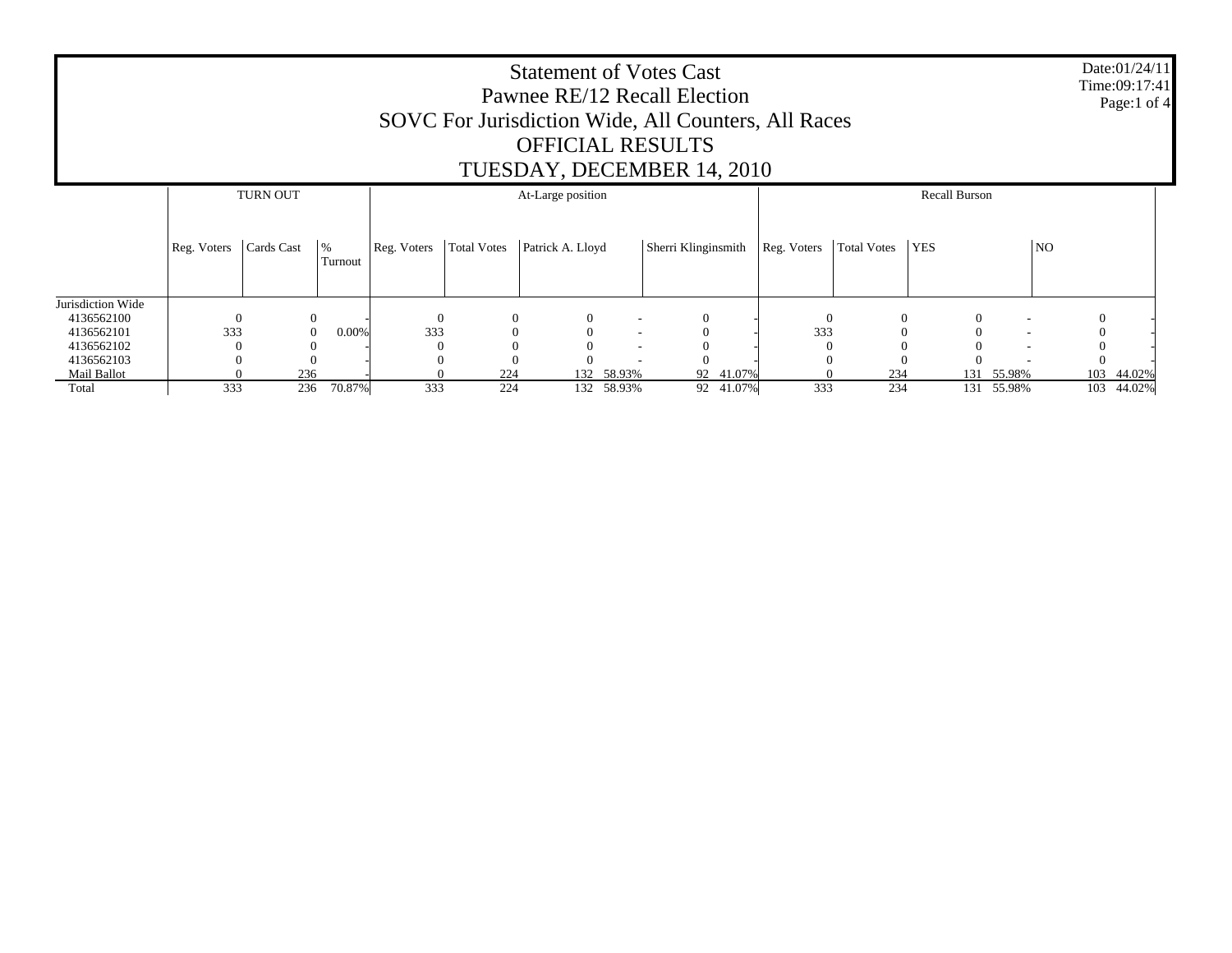# Statement of Votes Cast
## Pawnee RE/12 Recall Election
## SOVC For Jurisdiction Wide, All Counters, All Races
## OFFICIAL RESULTS
## TUESDAY, DECEMBER 14, 2010

Date:01/24/11
Time:09:17:41

| | TURN OUT | | | At-Large position | | | | | | Recall Burson | | | | | |
|---|---|---|---|---|---|---|---|---|---|---|---|---|---|---|---|
| | Reg. Voters | Cards Cast | % Turnout | Reg. Voters | Total Votes | Patrick A. Lloyd | | Sherri Klinginsmith | | Reg. Voters | Total Votes | YES | | NO | |
| Jurisdiction Wide | | | | | | | | | | | | | | | |
| 4136562100 | 0 | 0 | - | 0 | 0 | 0 | - | 0 | - | 0 | 0 | 0 | - | 0 | - |
| 4136562101 | 333 | 0 | 0.00% | 333 | 0 | 0 | - | 0 | - | 333 | 0 | 0 | - | 0 | - |
| 4136562102 | 0 | 0 | - | 0 | 0 | 0 | - | 0 | - | 0 | 0 | 0 | - | 0 | - |
| 4136562103 | 0 | 0 | - | 0 | 0 | 0 | - | 0 | - | 0 | 0 | 0 | - | 0 | - |
| Mail Ballot | 0 | 236 | - | 0 | 224 | 132 | 58.93% | 92 | 41.07% | 0 | 234 | 131 | 55.98% | 103 | 44.02% |
| Total | 333 | 236 | 70.87% | 333 | 224 | 132 | 58.93% | 92 | 41.07% | 333 | 234 | 131 | 55.98% | 103 | 44.02% |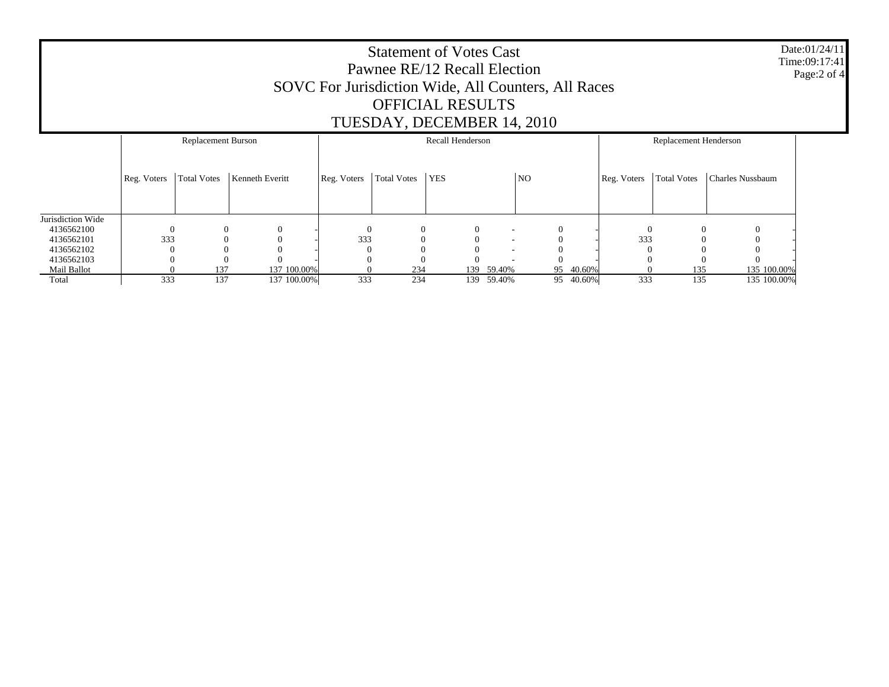# Statement of Votes Cast
## Pawnee RE/12 Recall Election
## SOVC For Jurisdiction Wide, All Counters, All Races
## OFFICIAL RESULTS
## TUESDAY, DECEMBER 14, 2010

Date:01/24/11
Time:09:17:41

| | Replacement Burson | | | | Recall Henderson | | | | | | Replacement Henderson | | | |
|---|---|---|---|---|---|---|---|---|---|---|---|---|---|---|
| | Reg. Voters | Total Votes | Kenneth Everitt | | Reg. Voters | Total Votes | YES | | NO | | Reg. Voters | Total Votes | Charles Nussbaum | |
| Jurisdiction Wide | | | | | | | | | | | | | | |
| 4136562100 | 0 | 0 | 0 | - | 0 | 0 | 0 | - | 0 | - | 0 | 0 | 0 | - |
| 4136562101 | 333 | 0 | 0 | - | 333 | 0 | 0 | - | 0 | - | 333 | 0 | 0 | - |
| 4136562102 | 0 | 0 | 0 | - | 0 | 0 | 0 | - | 0 | - | 0 | 0 | 0 | - |
| 4136562103 | 0 | 0 | 0 | - | 0 | 0 | 0 | - | 0 | - | 0 | 0 | 0 | - |
| Mail Ballot | 0 | 137 | 137 | 100.00% | 0 | 234 | 139 | 59.40% | 95 | 40.60% | 0 | 135 | 135 | 100.00% |
| Total | 333 | 137 | 137 | 100.00% | 333 | 234 | 139 | 59.40% | 95 | 40.60% | 333 | 135 | 135 | 100.00% |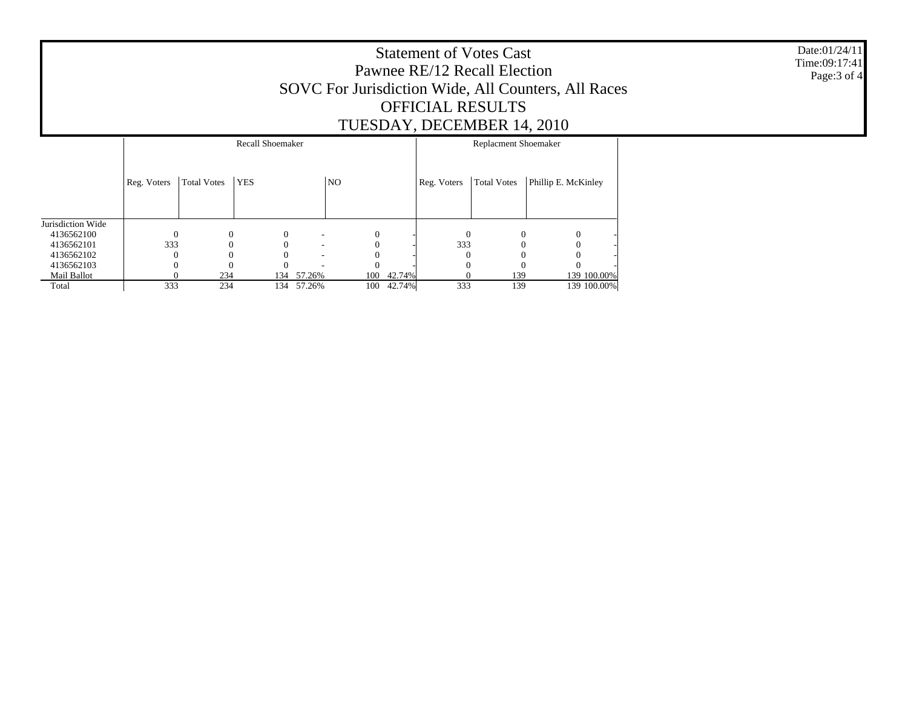# Statement of Votes Cast
## Pawnee RE/12 Recall Election
## SOVC For Jurisdiction Wide, All Counters, All Races
## OFFICIAL RESULTS
## TUESDAY, DECEMBER 14, 2010

Date:01/24/11
Time:09:17:41

| | Recall Shoemaker | | | | | | Replacment Shoemaker | | | |
|---|---|---|---|---|---|---|---|---|---|---|
| | Reg. Voters | Total Votes | YES | | NO | | Reg. Voters | Total Votes | Phillip E. McKinley | |
| Jurisdiction Wide | | | | | | | | | | |
| 4136562100 | 0 | 0 | 0 | - | 0 | - | 0 | 0 | 0 | - |
| 4136562101 | 333 | 0 | 0 | - | 0 | - | 333 | 0 | 0 | - |
| 4136562102 | 0 | 0 | 0 | - | 0 | - | 0 | 0 | 0 | - |
| 4136562103 | 0 | 0 | 0 | - | 0 | - | 0 | 0 | 0 | - |
| Mail Ballot | 0 | 234 | 134 | 57.26% | 100 | 42.74% | 0 | 139 | 139 | 100.00% |
| Total | 333 | 234 | 134 | 57.26% | 100 | 42.74% | 333 | 139 | 139 | 100.00% |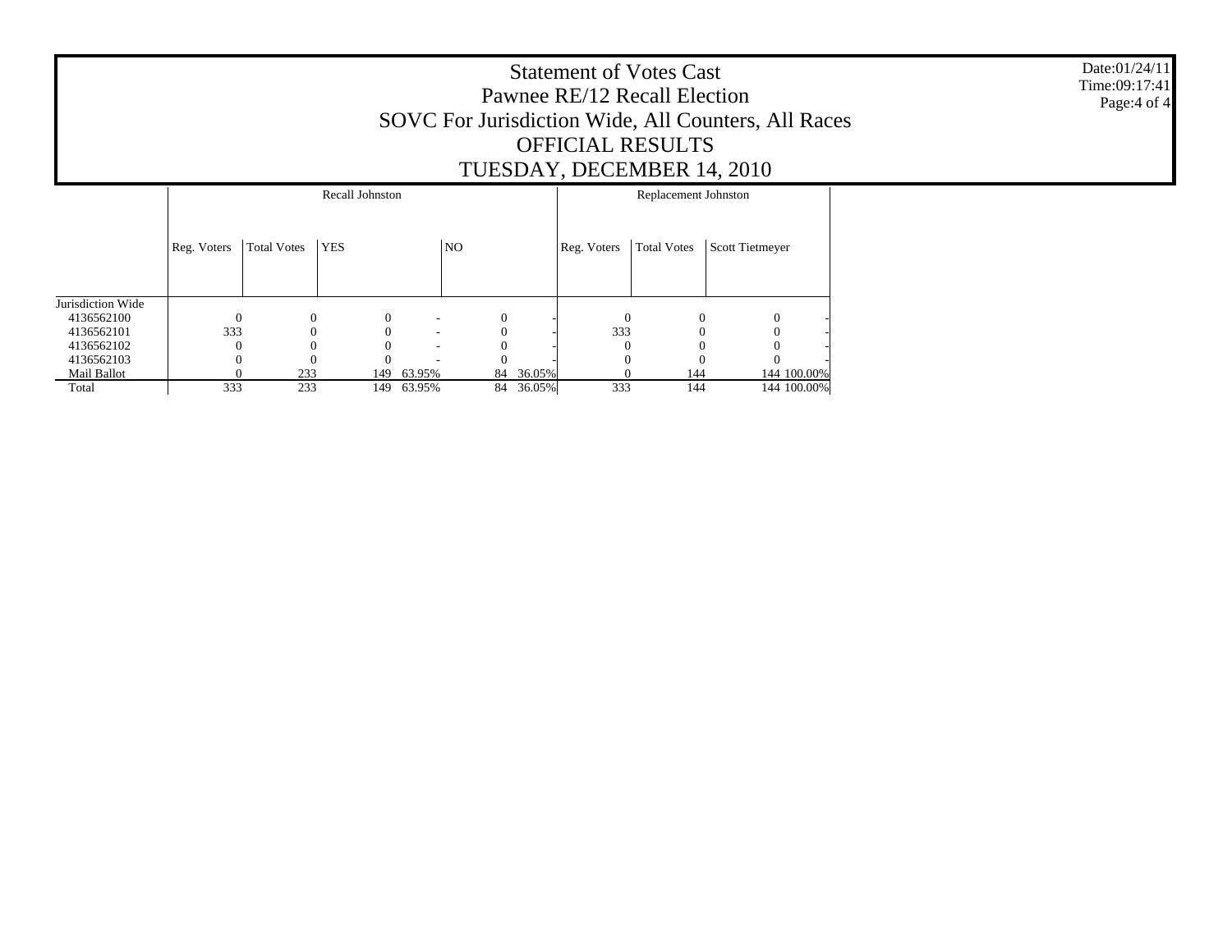# Statement of Votes Cast

## Pawnee RE/12 Recall Election

## SOVC For Jurisdiction Wide, All Counters, All Races

## OFFICIAL RESULTS

## TUESDAY, DECEMBER 14, 2010

Date:01/24/11
Time:09:17:41

| | Recall Johnston | | | | | | Replacement Johnston | | | |
|---|---|---|---|---|---|---|---|---|---|---|
| | Reg. Voters | Total Votes | YES | | NO | | Reg. Voters | Total Votes | Scott Tietmeyer | |
| Jurisdiction Wide | | | | | | | | | | |
| 4136562100 | 0 | 0 | 0 | - | 0 | - | 0 | 0 | 0 | - |
| 4136562101 | 333 | 0 | 0 | - | 0 | - | 333 | 0 | 0 | - |
| 4136562102 | 0 | 0 | 0 | - | 0 | - | 0 | 0 | 0 | - |
| 4136562103 | 0 | 0 | 0 | - | 0 | - | 0 | 0 | 0 | - |
| Mail Ballot | 0 | 233 | 149 | 63.95% | 84 | 36.05% | 0 | 144 | 144 | 100.00% |
| Total | 333 | 233 | 149 | 63.95% | 84 | 36.05% | 333 | 144 | 144 | 100.00% |